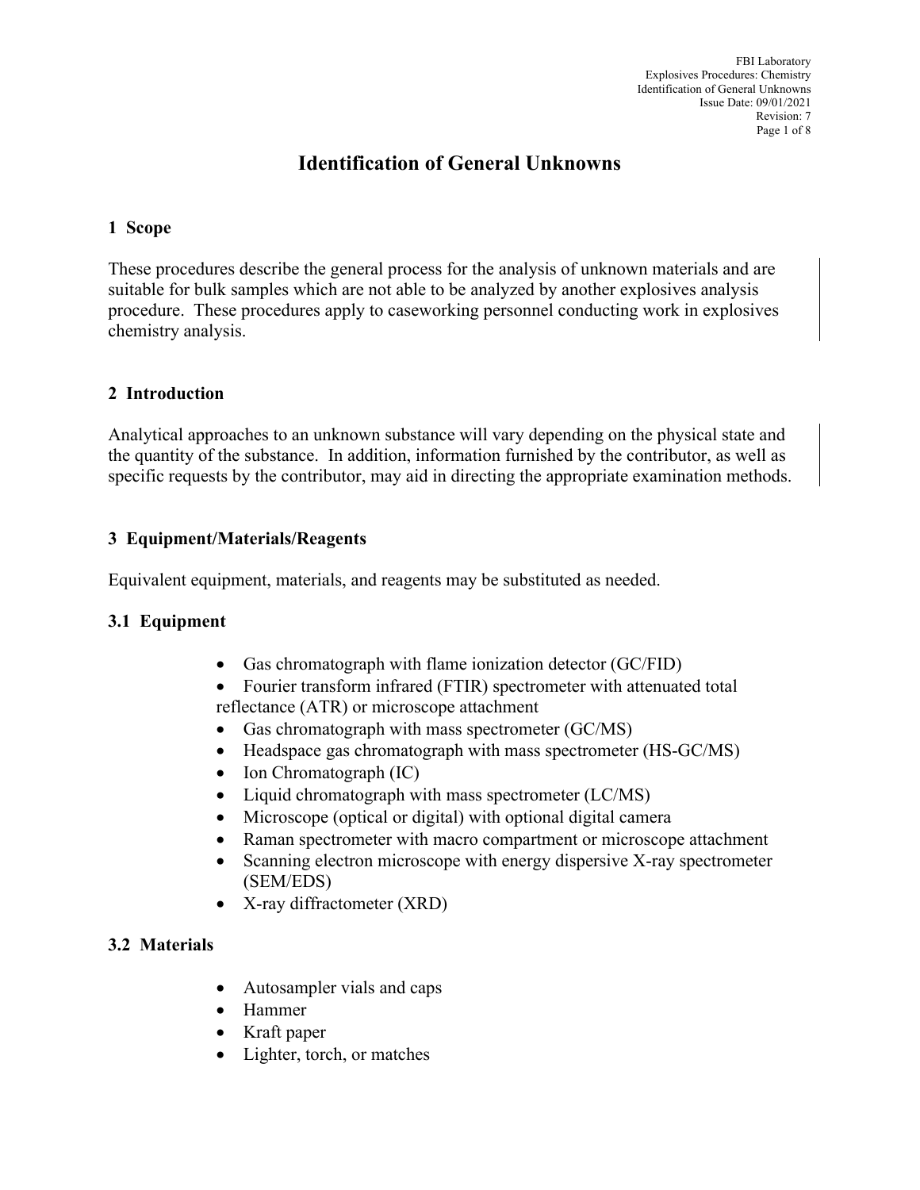# Identification of General Unknowns

## 1 Scope

These procedures describe the general process for the analysis of unknown materials and are suitable for bulk samples which are not able to be analyzed by another explosives analysis procedure. These procedures apply to caseworking personnel conducting work in explosives chemistry analysis.

## 2 Introduction

Analytical approaches to an unknown substance will vary depending on the physical state and the quantity of the substance. In addition, information furnished by the contributor, as well as specific requests by the contributor, may aid in directing the appropriate examination methods.

## 3 Equipment/Materials/Reagents

Equivalent equipment, materials, and reagents may be substituted as needed.

### 3.1 Equipment

- Gas chromatograph with flame ionization detector (GC/FID)
- Fourier transform infrared (FTIR) spectrometer with attenuated total reflectance (ATR) or microscope attachment
- Gas chromatograph with mass spectrometer (GC/MS)
- Headspace gas chromatograph with mass spectrometer (HS-GC/MS)
- Ion Chromatograph (IC)
- Liquid chromatograph with mass spectrometer (LC/MS)
- Microscope (optical or digital) with optional digital camera
- Raman spectrometer with macro compartment or microscope attachment
- Scanning electron microscope with energy dispersive X-ray spectrometer (SEM/EDS)
- X-ray diffractometer (XRD)

### 3.2 Materials

- Autosampler vials and caps
- Hammer
- Kraft paper
- Lighter, torch, or matches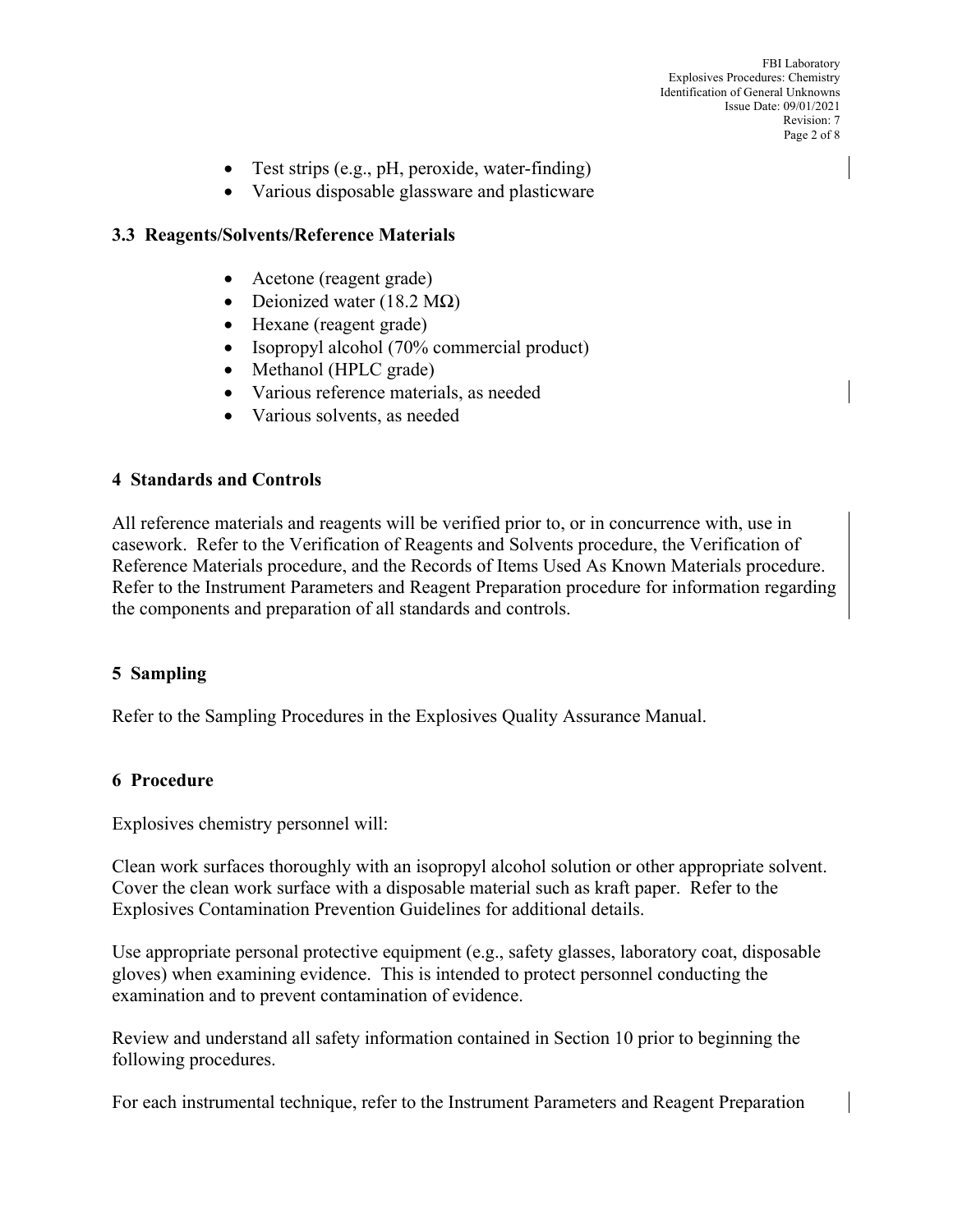- Test strips (e.g., pH, peroxide, water-finding)
- Various disposable glassware and plasticware

### 3.3 Reagents/Solvents/Reference Materials

- Acetone (reagent grade)
- Deionized water (18.2 MΩ)
- Hexane (reagent grade)
- Isopropyl alcohol (70% commercial product)
- Methanol (HPLC grade)
- Various reference materials, as needed
- Various solvents, as needed

## 4 Standards and Controls

All reference materials and reagents will be verified prior to, or in concurrence with, use in casework. Refer to the Verification of Reagents and Solvents procedure, the Verification of Reference Materials procedure, and the Records of Items Used As Known Materials procedure. Refer to the Instrument Parameters and Reagent Preparation procedure for information regarding the components and preparation of all standards and controls.

## 5 Sampling

Refer to the Sampling Procedures in the Explosives Quality Assurance Manual.

## 6 Procedure

Explosives chemistry personnel will:

Clean work surfaces thoroughly with an isopropyl alcohol solution or other appropriate solvent. Cover the clean work surface with a disposable material such as kraft paper. Refer to the Explosives Contamination Prevention Guidelines for additional details.

Use appropriate personal protective equipment (e.g., safety glasses, laboratory coat, disposable gloves) when examining evidence. This is intended to protect personnel conducting the examination and to prevent contamination of evidence.

Review and understand all safety information contained in Section 10 prior to beginning the following procedures.

For each instrumental technique, refer to the Instrument Parameters and Reagent Preparation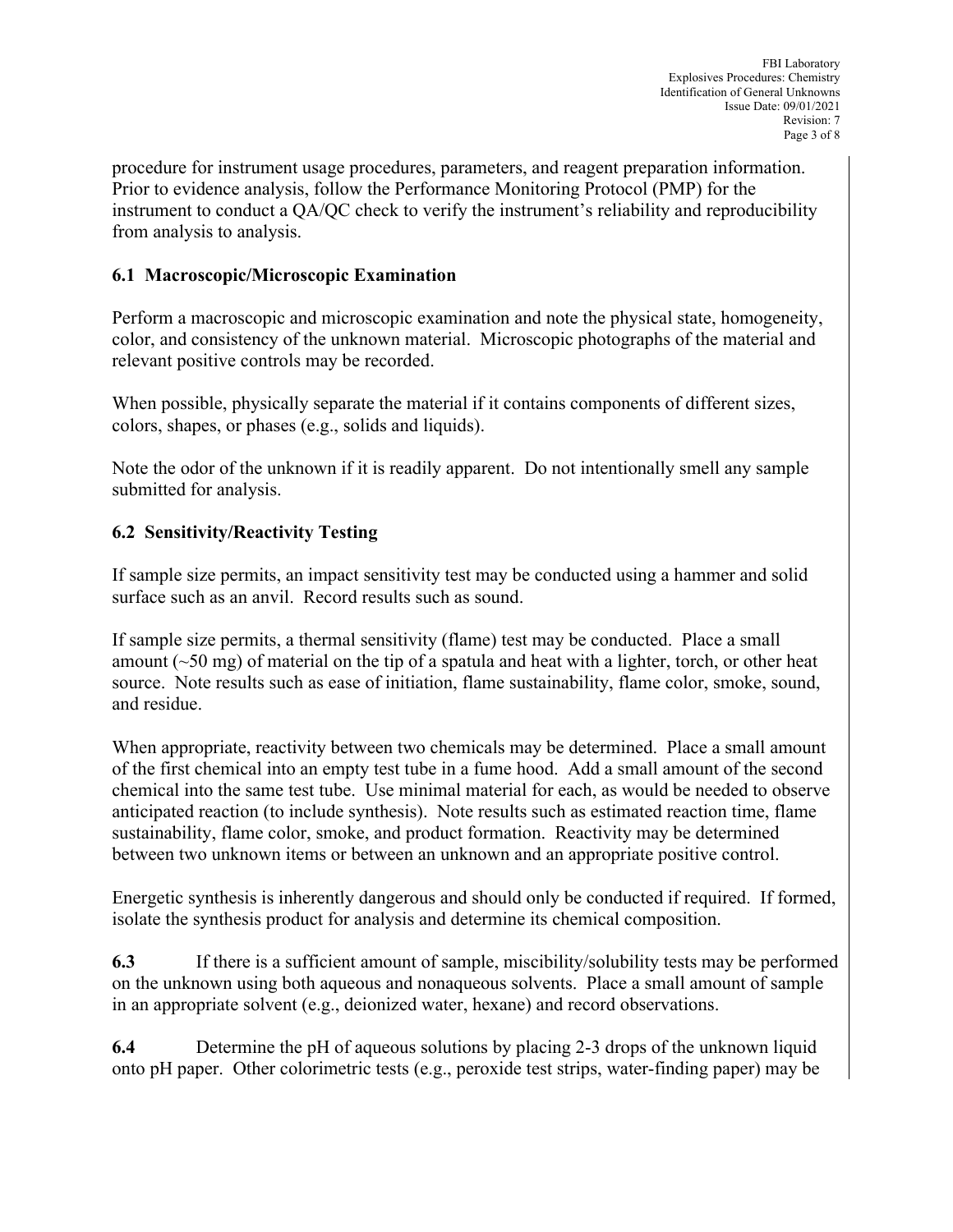procedure for instrument usage procedures, parameters, and reagent preparation information. Prior to evidence analysis, follow the Performance Monitoring Protocol (PMP) for the instrument to conduct a QA/QC check to verify the instrument's reliability and reproducibility from analysis to analysis.

### 6.1 Macroscopic/Microscopic Examination

Perform a macroscopic and microscopic examination and note the physical state, homogeneity, color, and consistency of the unknown material. Microscopic photographs of the material and relevant positive controls may be recorded.

When possible, physically separate the material if it contains components of different sizes, colors, shapes, or phases (e.g., solids and liquids).

Note the odor of the unknown if it is readily apparent. Do not intentionally smell any sample submitted for analysis.

### 6.2 Sensitivity/Reactivity Testing

If sample size permits, an impact sensitivity test may be conducted using a hammer and solid surface such as an anvil. Record results such as sound.

If sample size permits, a thermal sensitivity (flame) test may be conducted. Place a small amount (~50 mg) of material on the tip of a spatula and heat with a lighter, torch, or other heat source. Note results such as ease of initiation, flame sustainability, flame color, smoke, sound, and residue.

When appropriate, reactivity between two chemicals may be determined. Place a small amount of the first chemical into an empty test tube in a fume hood. Add a small amount of the second chemical into the same test tube. Use minimal material for each, as would be needed to observe anticipated reaction (to include synthesis). Note results such as estimated reaction time, flame sustainability, flame color, smoke, and product formation. Reactivity may be determined between two unknown items or between an unknown and an appropriate positive control.

Energetic synthesis is inherently dangerous and should only be conducted if required. If formed, isolate the synthesis product for analysis and determine its chemical composition.

**6.3** If there is a sufficient amount of sample, miscibility/solubility tests may be performed on the unknown using both aqueous and nonaqueous solvents. Place a small amount of sample in an appropriate solvent (e.g., deionized water, hexane) and record observations.

**6.4** Determine the pH of aqueous solutions by placing 2-3 drops of the unknown liquid onto pH paper. Other colorimetric tests (e.g., peroxide test strips, water-finding paper) may be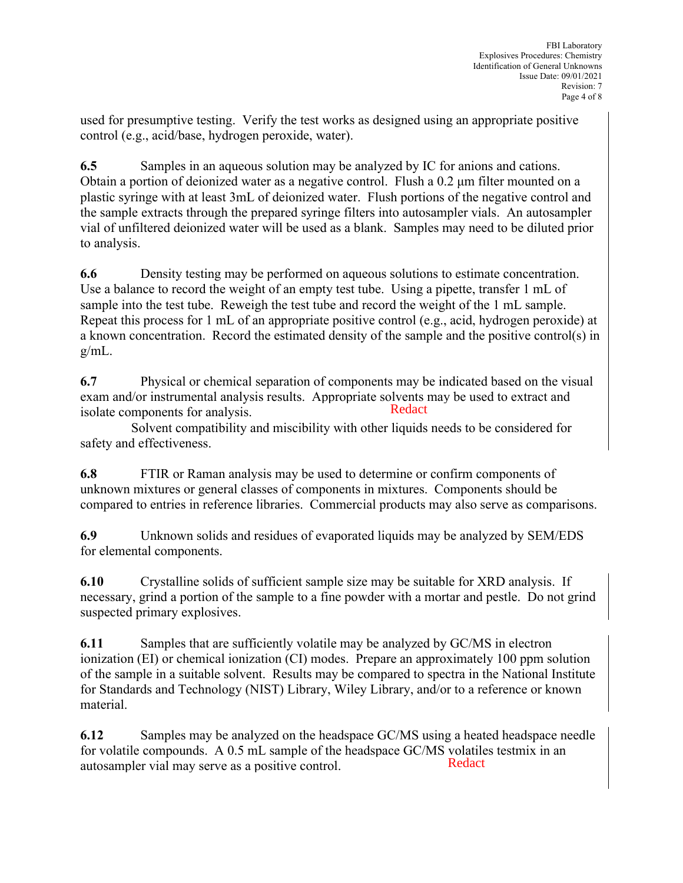used for presumptive testing. Verify the test works as designed using an appropriate positive control (e.g., acid/base, hydrogen peroxide, water).

**6.5** Samples in an aqueous solution may be analyzed by IC for anions and cations. Obtain a portion of deionized water as a negative control. Flush a 0.2 µm filter mounted on a plastic syringe with at least 3mL of deionized water. Flush portions of the negative control and the sample extracts through the prepared syringe filters into autosampler vials. An autosampler vial of unfiltered deionized water will be used as a blank. Samples may need to be diluted prior to analysis.

**6.6** Density testing may be performed on aqueous solutions to estimate concentration. Use a balance to record the weight of an empty test tube. Using a pipette, transfer 1 mL of sample into the test tube. Reweigh the test tube and record the weight of the 1 mL sample. Repeat this process for 1 mL of an appropriate positive control (e.g., acid, hydrogen peroxide) at a known concentration. Record the estimated density of the sample and the positive control(s) in g/mL.

**6.7** Physical or chemical separation of components may be indicated based on the visual exam and/or instrumental analysis results. Appropriate solvents may be used to extract and isolate components for analysis. Redact Solvent compatibility and miscibility with other liquids needs to be considered for safety and effectiveness.

**6.8** FTIR or Raman analysis may be used to determine or confirm components of unknown mixtures or general classes of components in mixtures. Components should be compared to entries in reference libraries. Commercial products may also serve as comparisons.

**6.9** Unknown solids and residues of evaporated liquids may be analyzed by SEM/EDS for elemental components.

**6.10** Crystalline solids of sufficient sample size may be suitable for XRD analysis. If necessary, grind a portion of the sample to a fine powder with a mortar and pestle. Do not grind suspected primary explosives.

**6.11** Samples that are sufficiently volatile may be analyzed by GC/MS in electron ionization (EI) or chemical ionization (CI) modes. Prepare an approximately 100 ppm solution of the sample in a suitable solvent. Results may be compared to spectra in the National Institute for Standards and Technology (NIST) Library, Wiley Library, and/or to a reference or known material.

**6.12** Samples may be analyzed on the headspace GC/MS using a heated headspace needle for volatile compounds. A 0.5 mL sample of the headspace GC/MS volatiles testmix in an autosampler vial may serve as a positive control. Redact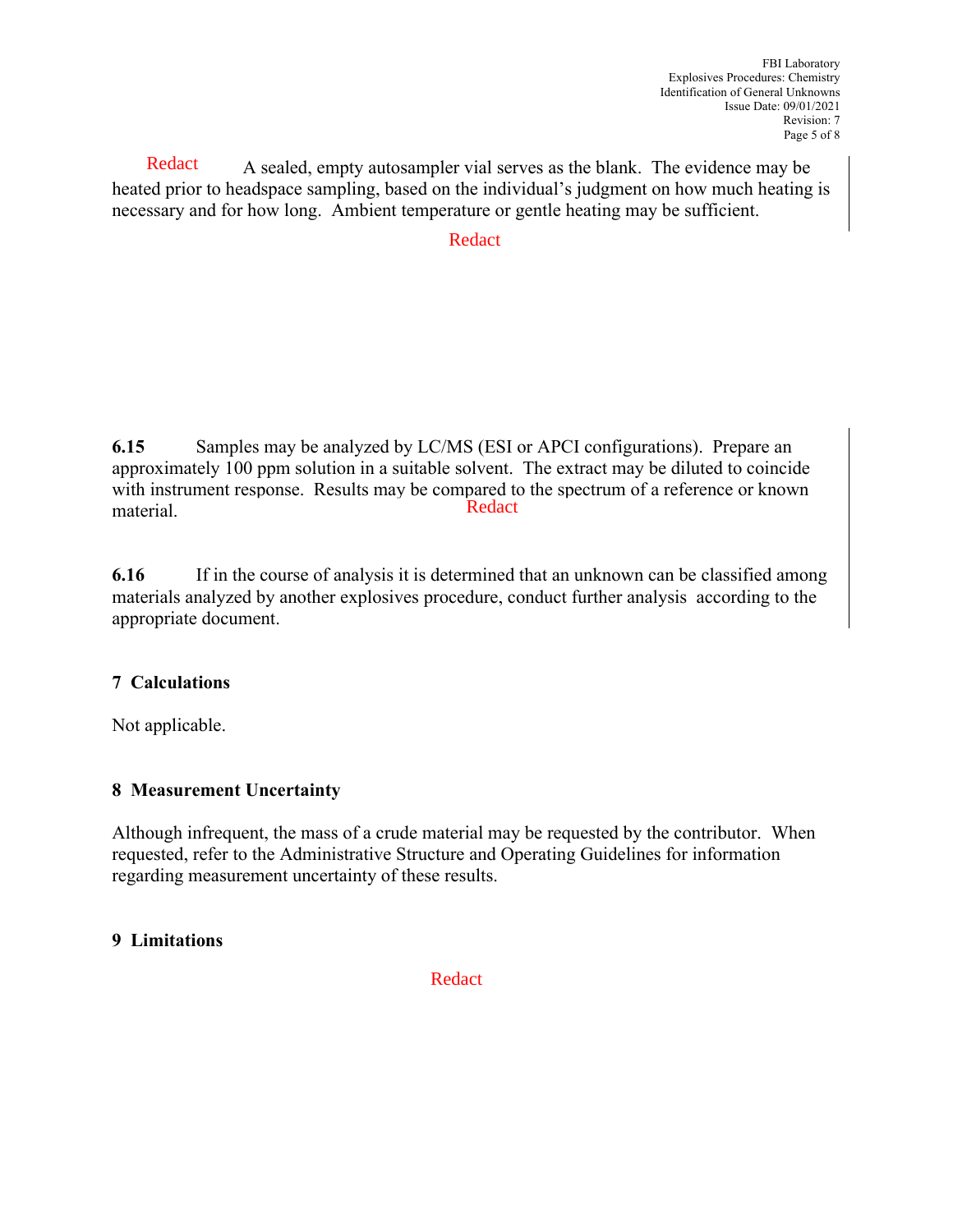Redact A sealed, empty autosampler vial serves as the blank. The evidence may be heated prior to headspace sampling, based on the individual's judgment on how much heating is necessary and for how long. Ambient temperature or gentle heating may be sufficient.

Redact

**6.15** Samples may be analyzed by LC/MS (ESI or APCI configurations). Prepare an approximately 100 ppm solution in a suitable solvent. The extract may be diluted to coincide with instrument response. Results may be compared to the spectrum of a reference or known material. Redact

**6.16** If in the course of analysis it is determined that an unknown can be classified among materials analyzed by another explosives procedure, conduct further analysis according to the appropriate document.

## 7 Calculations

Not applicable.

## 8 Measurement Uncertainty

Although infrequent, the mass of a crude material may be requested by the contributor. When requested, refer to the Administrative Structure and Operating Guidelines for information regarding measurement uncertainty of these results.

## 9 Limitations

Redact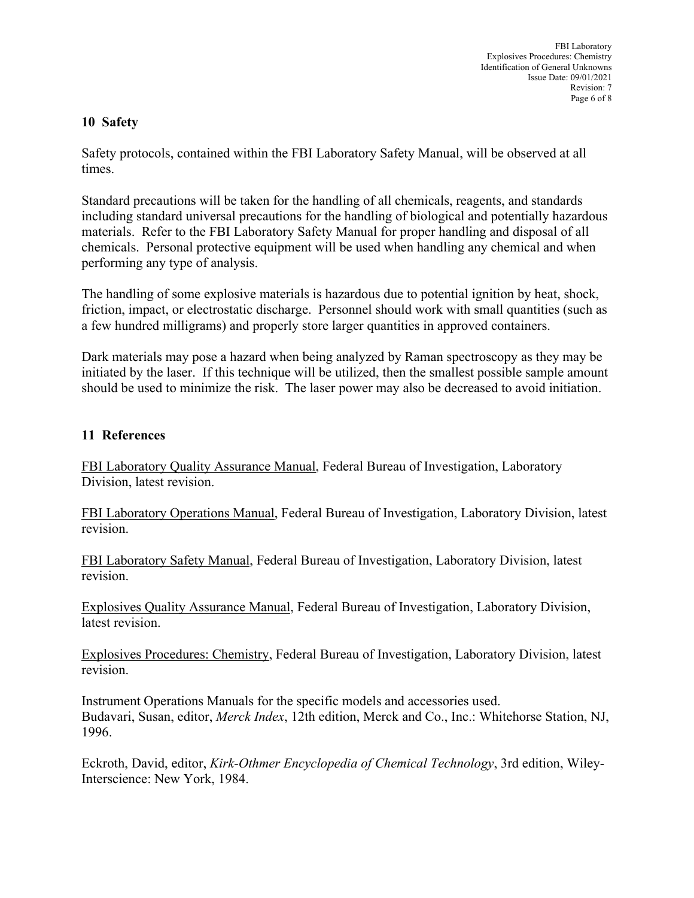## 10 Safety

Safety protocols, contained within the FBI Laboratory Safety Manual, will be observed at all times.

Standard precautions will be taken for the handling of all chemicals, reagents, and standards including standard universal precautions for the handling of biological and potentially hazardous materials. Refer to the FBI Laboratory Safety Manual for proper handling and disposal of all chemicals. Personal protective equipment will be used when handling any chemical and when performing any type of analysis.

The handling of some explosive materials is hazardous due to potential ignition by heat, shock, friction, impact, or electrostatic discharge. Personnel should work with small quantities (such as a few hundred milligrams) and properly store larger quantities in approved containers.

Dark materials may pose a hazard when being analyzed by Raman spectroscopy as they may be initiated by the laser. If this technique will be utilized, then the smallest possible sample amount should be used to minimize the risk. The laser power may also be decreased to avoid initiation.

## 11 References

FBI Laboratory Quality Assurance Manual, Federal Bureau of Investigation, Laboratory Division, latest revision.

FBI Laboratory Operations Manual, Federal Bureau of Investigation, Laboratory Division, latest revision.

FBI Laboratory Safety Manual, Federal Bureau of Investigation, Laboratory Division, latest revision.

Explosives Quality Assurance Manual, Federal Bureau of Investigation, Laboratory Division, latest revision.

Explosives Procedures: Chemistry, Federal Bureau of Investigation, Laboratory Division, latest revision.

Instrument Operations Manuals for the specific models and accessories used.
Budavari, Susan, editor, *Merck Index*, 12th edition, Merck and Co., Inc.: Whitehorse Station, NJ, 1996.

Eckroth, David, editor, *Kirk-Othmer Encyclopedia of Chemical Technology*, 3rd edition, Wiley-Interscience: New York, 1984.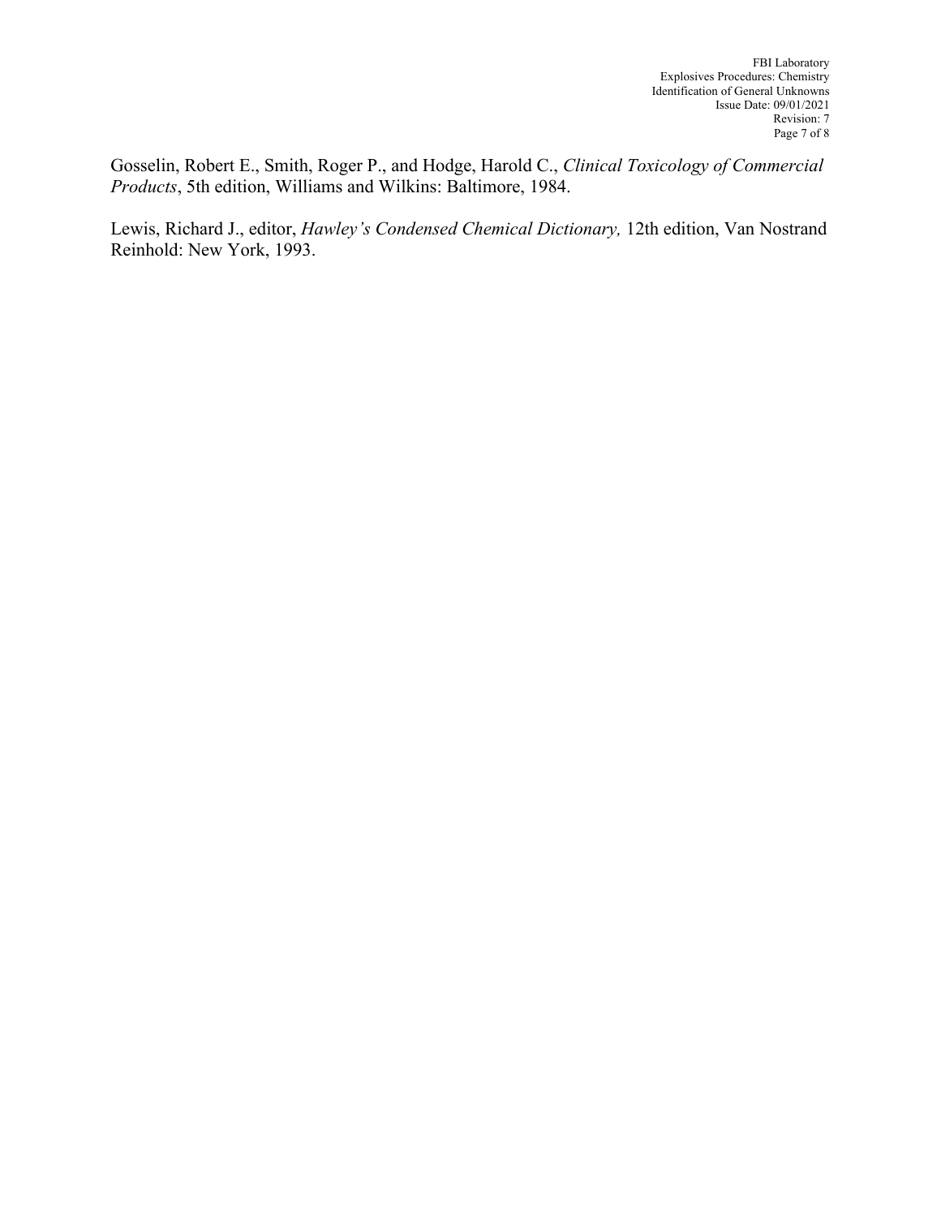Gosselin, Robert E., Smith, Roger P., and Hodge, Harold C., *Clinical Toxicology of Commercial Products*, 5th edition, Williams and Wilkins: Baltimore, 1984.

Lewis, Richard J., editor, *Hawley's Condensed Chemical Dictionary,* 12th edition, Van Nostrand Reinhold: New York, 1993.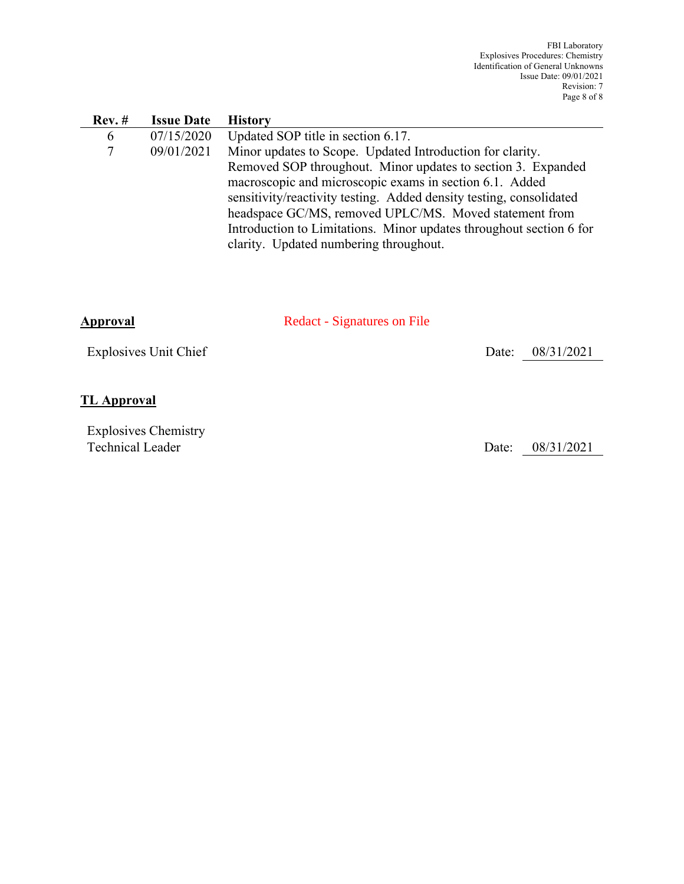| Rev. # | Issue Date | History |
|---|---|---|
| 6 | 07/15/2020 | Updated SOP title in section 6.17. |
| 7 | 09/01/2021 | Minor updates to Scope. Updated Introduction for clarity. Removed SOP throughout. Minor updates to section 3. Expanded macroscopic and microscopic exams in section 6.1. Added sensitivity/reactivity testing. Added density testing, consolidated headspace GC/MS, removed UPLC/MS. Moved statement from Introduction to Limitations. Minor updates throughout section 6 for clarity. Updated numbering throughout. |

**Approval**

Redact - Signatures on File

Explosives Unit Chief

Date: 08/31/2021

**TL Approval**

Explosives Chemistry Technical Leader

Date: 08/31/2021